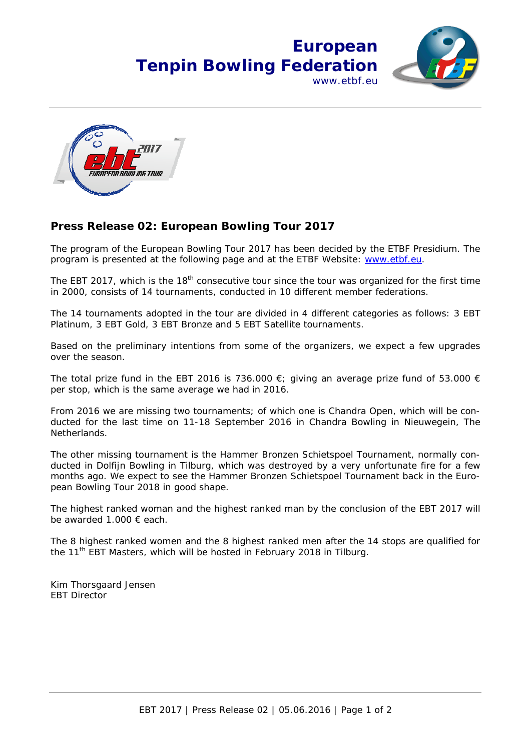European
Tenpin Bowling Federation
www.etbf.eu

## Press Release 02: European Bowling Tour 2017

The program of the European Bowling Tour 2017 has been decided by the ETBF Presidium. The program is presented at the following page and at the ETBF Website: www.etbf.eu.

The EBT 2017, which is the 18th consecutive tour since the tour was organized for the first time in 2000, consists of 14 tournaments, conducted in 10 different member federations.

The 14 tournaments adopted in the tour are divided in 4 different categories as follows: 3 EBT Platinum, 3 EBT Gold, 3 EBT Bronze and 5 EBT Satellite tournaments.

Based on the preliminary intentions from some of the organizers, we expect a few upgrades over the season.

The total prize fund in the EBT 2016 is 736.000 €; giving an average prize fund of 53.000 € per stop, which is the same average we had in 2016.

From 2016 we are missing two tournaments; of which one is Chandra Open, which will be conducted for the last time on 11-18 September 2016 in Chandra Bowling in Nieuwegein, The Netherlands.

The other missing tournament is the Hammer Bronzen Schietspoel Tournament, normally conducted in Dolfijn Bowling in Tilburg, which was destroyed by a very unfortunate fire for a few months ago. We expect to see the Hammer Bronzen Schietspoel Tournament back in the European Bowling Tour 2018 in good shape.

The highest ranked woman and the highest ranked man by the conclusion of the EBT 2017 will be awarded 1.000 € each.

The 8 highest ranked women and the 8 highest ranked men after the 14 stops are qualified for the 11th EBT Masters, which will be hosted in February 2018 in Tilburg.

Kim Thorsgaard Jensen
EBT Director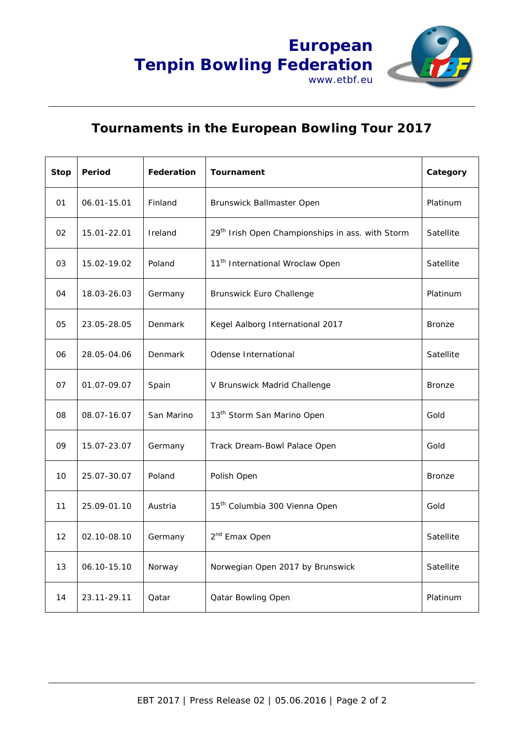European
Tenpin Bowling Federation
www.etbf.eu

## Tournaments in the European Bowling Tour 2017

| Stop | Period | Federation | Tournament | Category |
|---|---|---|---|---|
| 01 | 06.01-15.01 | Finland | Brunswick Ballmaster Open | Platinum |
| 02 | 15.01-22.01 | Ireland | 29th Irish Open Championships in ass. with Storm | Satellite |
| 03 | 15.02-19.02 | Poland | 11th International Wroclaw Open | Satellite |
| 04 | 18.03-26.03 | Germany | Brunswick Euro Challenge | Platinum |
| 05 | 23.05-28.05 | Denmark | Kegel Aalborg International 2017 | Bronze |
| 06 | 28.05-04.06 | Denmark | Odense International | Satellite |
| 07 | 01.07-09.07 | Spain | V Brunswick Madrid Challenge | Bronze |
| 08 | 08.07-16.07 | San Marino | 13th Storm San Marino Open | Gold |
| 09 | 15.07-23.07 | Germany | Track Dream-Bowl Palace Open | Gold |
| 10 | 25.07-30.07 | Poland | Polish Open | Bronze |
| 11 | 25.09-01.10 | Austria | 15th Columbia 300 Vienna Open | Gold |
| 12 | 02.10-08.10 | Germany | 2nd Emax Open | Satellite |
| 13 | 06.10-15.10 | Norway | Norwegian Open 2017 by Brunswick | Satellite |
| 14 | 23.11-29.11 | Qatar | Qatar Bowling Open | Platinum |